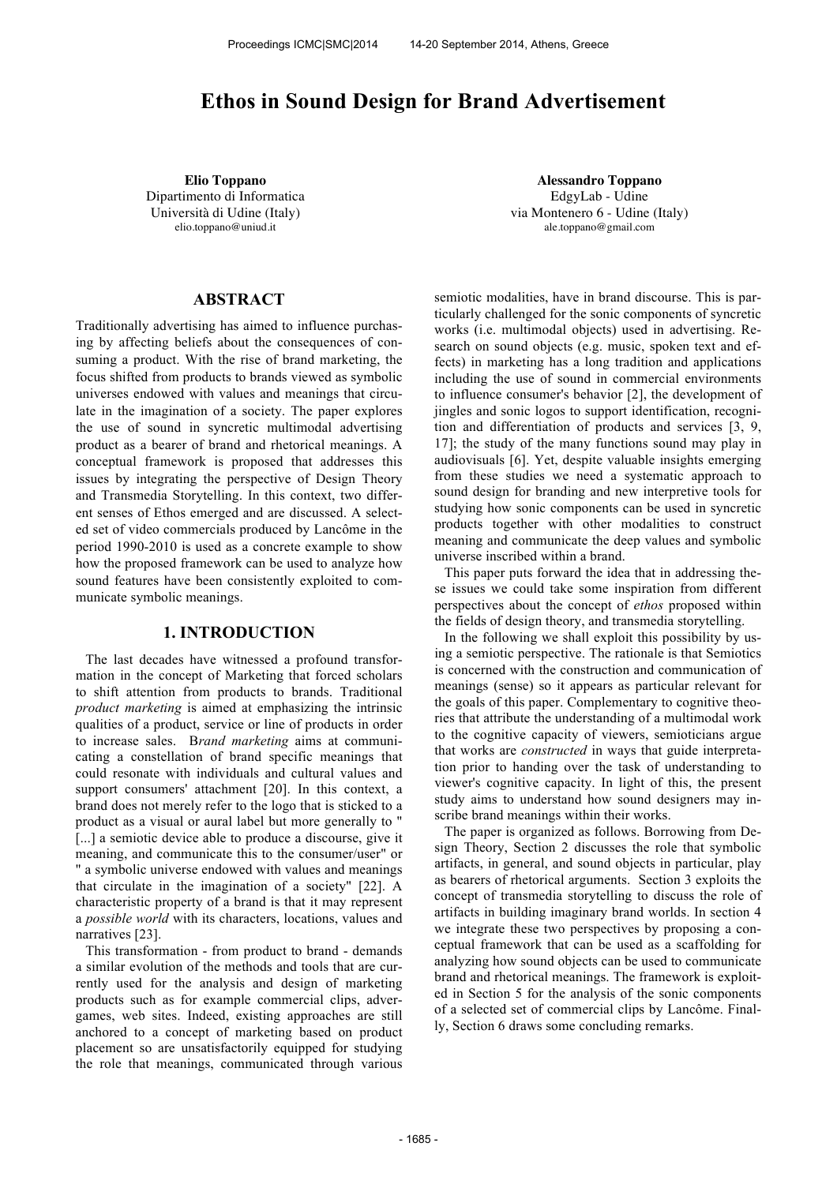# Ethos in Sound Design for Brand Advertisement

**Elio Toppano**
Dipartimento di Informatica
Università di Udine (Italy)
elio.toppano@uniud.it

**Alessandro Toppano**
EdgyLab - Udine
via Montenero 6 - Udine (Italy)
ale.toppano@gmail.com

## ABSTRACT

Traditionally advertising has aimed to influence purchasing by affecting beliefs about the consequences of consuming a product. With the rise of brand marketing, the focus shifted from products to brands viewed as symbolic universes endowed with values and meanings that circulate in the imagination of a society. The paper explores the use of sound in syncretic multimodal advertising product as a bearer of brand and rhetorical meanings. A conceptual framework is proposed that addresses this issues by integrating the perspective of Design Theory and Transmedia Storytelling. In this context, two different senses of Ethos emerged and are discussed. A selected set of video commercials produced by Lancôme in the period 1990-2010 is used as a concrete example to show how the proposed framework can be used to analyze how sound features have been consistently exploited to communicate symbolic meanings.

## 1. INTRODUCTION

The last decades have witnessed a profound transformation in the concept of Marketing that forced scholars to shift attention from products to brands. Traditional *product marketing* is aimed at emphasizing the intrinsic qualities of a product, service or line of products in order to increase sales. B*rand marketing* aims at communicating a constellation of brand specific meanings that could resonate with individuals and cultural values and support consumers' attachment [20]. In this context, a brand does not merely refer to the logo that is sticked to a product as a visual or aural label but more generally to " [...] a semiotic device able to produce a discourse, give it meaning, and communicate this to the consumer/user" or " a symbolic universe endowed with values and meanings that circulate in the imagination of a society" [22]. A characteristic property of a brand is that it may represent a *possible world* with its characters, locations, values and narratives [23].

This transformation - from product to brand - demands a similar evolution of the methods and tools that are currently used for the analysis and design of marketing products such as for example commercial clips, advergames, web sites. Indeed, existing approaches are still anchored to a concept of marketing based on product placement so are unsatisfactorily equipped for studying the role that meanings, communicated through various semiotic modalities, have in brand discourse. This is particularly challenged for the sonic components of syncretic works (i.e. multimodal objects) used in advertising. Research on sound objects (e.g. music, spoken text and effects) in marketing has a long tradition and applications including the use of sound in commercial environments to influence consumer's behavior [2], the development of jingles and sonic logos to support identification, recognition and differentiation of products and services [3, 9, 17]; the study of the many functions sound may play in audiovisuals [6]. Yet, despite valuable insights emerging from these studies we need a systematic approach to sound design for branding and new interpretive tools for studying how sonic components can be used in syncretic products together with other modalities to construct meaning and communicate the deep values and symbolic universe inscribed within a brand.

This paper puts forward the idea that in addressing these issues we could take some inspiration from different perspectives about the concept of *ethos* proposed within the fields of design theory, and transmedia storytelling.

In the following we shall exploit this possibility by using a semiotic perspective. The rationale is that Semiotics is concerned with the construction and communication of meanings (sense) so it appears as particular relevant for the goals of this paper. Complementary to cognitive theories that attribute the understanding of a multimodal work to the cognitive capacity of viewers, semioticians argue that works are *constructed* in ways that guide interpretation prior to handing over the task of understanding to viewer's cognitive capacity. In light of this, the present study aims to understand how sound designers may inscribe brand meanings within their works.

The paper is organized as follows. Borrowing from Design Theory, Section 2 discusses the role that symbolic artifacts, in general, and sound objects in particular, play as bearers of rhetorical arguments. Section 3 exploits the concept of transmedia storytelling to discuss the role of artifacts in building imaginary brand worlds. In section 4 we integrate these two perspectives by proposing a conceptual framework that can be used as a scaffolding for analyzing how sound objects can be used to communicate brand and rhetorical meanings. The framework is exploited in Section 5 for the analysis of the sonic components of a selected set of commercial clips by Lancôme. Finally, Section 6 draws some concluding remarks.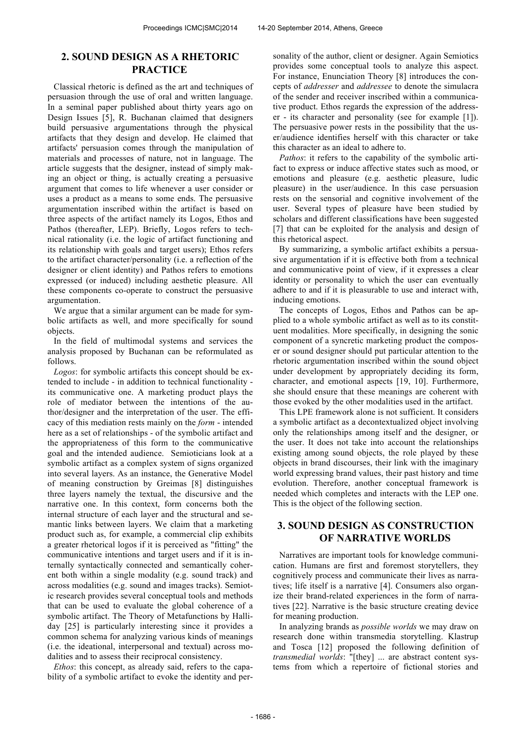## 2. SOUND DESIGN AS A RHETORIC PRACTICE

Classical rhetoric is defined as the art and techniques of persuasion through the use of oral and written language. In a seminal paper published about thirty years ago on Design Issues [5], R. Buchanan claimed that designers build persuasive argumentations through the physical artifacts that they design and develop. He claimed that artifacts' persuasion comes through the manipulation of materials and processes of nature, not in language. The article suggests that the designer, instead of simply making an object or thing, is actually creating a persuasive argument that comes to life whenever a user consider or uses a product as a means to some ends. The persuasive argumentation inscribed within the artifact is based on three aspects of the artifact namely its Logos, Ethos and Pathos (thereafter, LEP). Briefly, Logos refers to technical rationality (i.e. the logic of artifact functioning and its relationship with goals and target users); Ethos refers to the artifact character/personality (i.e. a reflection of the designer or client identity) and Pathos refers to emotions expressed (or induced) including aesthetic pleasure. All these components co-operate to construct the persuasive argumentation.

We argue that a similar argument can be made for symbolic artifacts as well, and more specifically for sound objects.

In the field of multimodal systems and services the analysis proposed by Buchanan can be reformulated as follows.

*Logos*: for symbolic artifacts this concept should be extended to include - in addition to technical functionality - its communicative one. A marketing product plays the role of mediator between the intentions of the author/designer and the interpretation of the user. The efficacy of this mediation rests mainly on the *form* - intended here as a set of relationships - of the symbolic artifact and the appropriateness of this form to the communicative goal and the intended audience. Semioticians look at a symbolic artifact as a complex system of signs organized into several layers. As an instance, the Generative Model of meaning construction by Greimas [8] distinguishes three layers namely the textual, the discursive and the narrative one. In this context, form concerns both the internal structure of each layer and the structural and semantic links between layers. We claim that a marketing product such as, for example, a commercial clip exhibits a greater rhetorical logos if it is perceived as "fitting" the communicative intentions and target users and if it is internally syntactically connected and semantically coherent both within a single modality (e.g. sound track) and across modalities (e.g. sound and images tracks). Semiotic research provides several conceptual tools and methods that can be used to evaluate the global coherence of a symbolic artifact. The Theory of Metafunctions by Halliday [25] is particularly interesting since it provides a common schema for analyzing various kinds of meanings (i.e. the ideational, interpersonal and textual) across modalities and to assess their reciprocal consistency.

*Ethos*: this concept, as already said, refers to the capability of a symbolic artifact to evoke the identity and personality of the author, client or designer. Again Semiotics provides some conceptual tools to analyze this aspect. For instance, Enunciation Theory [8] introduces the concepts of *addresser* and *addressee* to denote the simulacra of the sender and receiver inscribed within a communicative product. Ethos regards the expression of the addresser - its character and personality (see for example [1]). The persuasive power rests in the possibility that the user/audience identifies herself with this character or take this character as an ideal to adhere to.

*Pathos*: it refers to the capability of the symbolic artifact to express or induce affective states such as mood, or emotions and pleasure (e.g. aesthetic pleasure, ludic pleasure) in the user/audience. In this case persuasion rests on the sensorial and cognitive involvement of the user. Several types of pleasure have been studied by scholars and different classifications have been suggested [7] that can be exploited for the analysis and design of this rhetorical aspect.

By summarizing, a symbolic artifact exhibits a persuasive argumentation if it is effective both from a technical and communicative point of view, if it expresses a clear identity or personality to which the user can eventually adhere to and if it is pleasurable to use and interact with, inducing emotions.

The concepts of Logos, Ethos and Pathos can be applied to a whole symbolic artifact as well as to its constituent modalities. More specifically, in designing the sonic component of a syncretic marketing product the composer or sound designer should put particular attention to the rhetoric argumentation inscribed within the sound object under development by appropriately deciding its form, character, and emotional aspects [19, 10]. Furthermore, she should ensure that these meanings are coherent with those evoked by the other modalities used in the artifact.

This LPE framework alone is not sufficient. It considers a symbolic artifact as a decontextualized object involving only the relationships among itself and the designer, or the user. It does not take into account the relationships existing among sound objects, the role played by these objects in brand discourses, their link with the imaginary world expressing brand values, their past history and time evolution. Therefore, another conceptual framework is needed which completes and interacts with the LEP one. This is the object of the following section.

## 3. SOUND DESIGN AS CONSTRUCTION OF NARRATIVE WORLDS

Narratives are important tools for knowledge communication. Humans are first and foremost storytellers, they cognitively process and communicate their lives as narratives; life itself is a narrative [4]. Consumers also organize their brand-related experiences in the form of narratives [22]. Narrative is the basic structure creating device for meaning production.

In analyzing brands as *possible worlds* we may draw on research done within transmedia storytelling. Klastrup and Tosca [12] proposed the following definition of *transmedial worlds*: "[they] ... are abstract content systems from which a repertoire of fictional stories and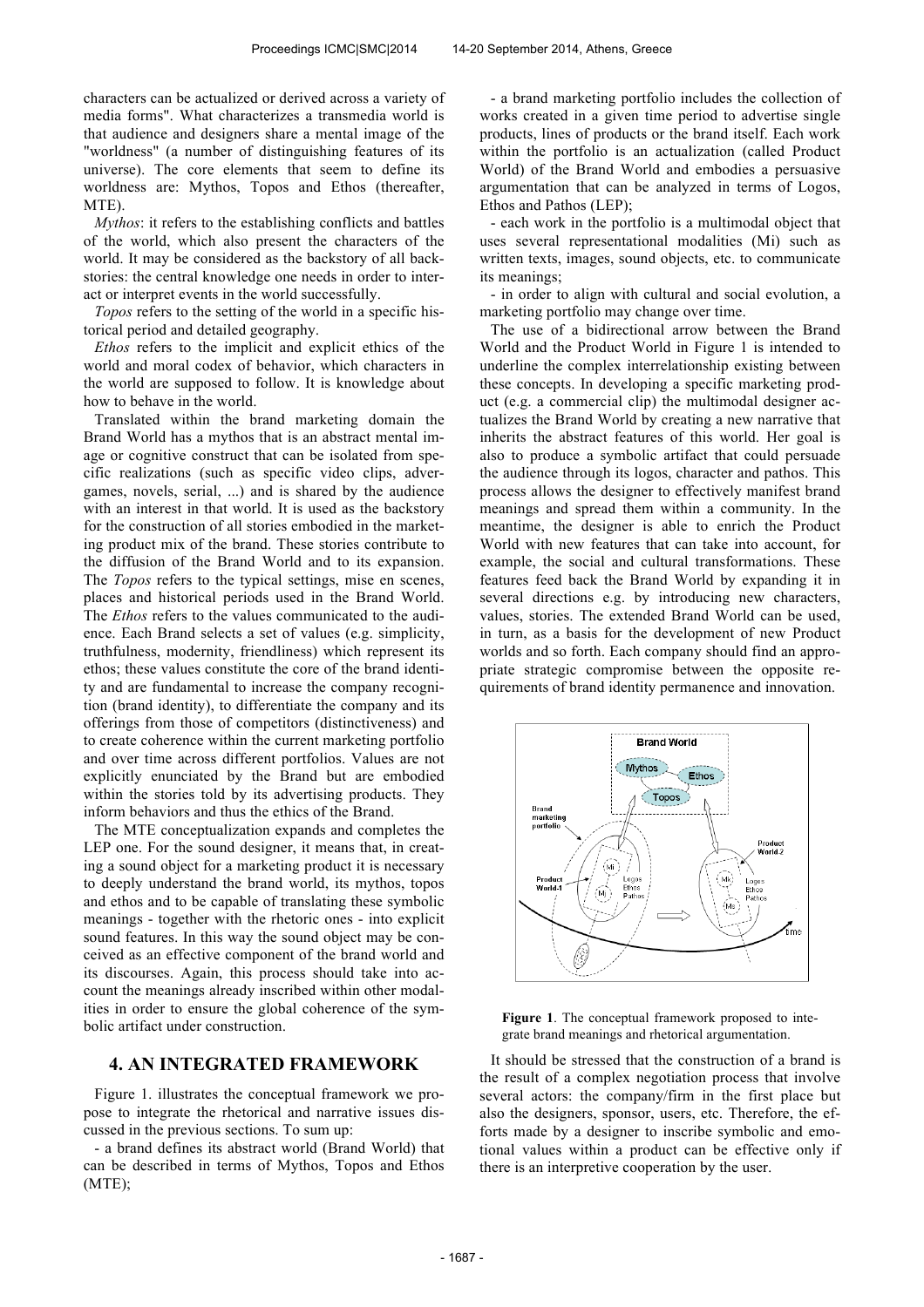characters can be actualized or derived across a variety of media forms". What characterizes a transmedia world is that audience and designers share a mental image of the "worldness" (a number of distinguishing features of its universe). The core elements that seem to define its worldness are: Mythos, Topos and Ethos (thereafter, MTE).

*Mythos*: it refers to the establishing conflicts and battles of the world, which also present the characters of the world. It may be considered as the backstory of all backstories: the central knowledge one needs in order to interact or interpret events in the world successfully.

*Topos* refers to the setting of the world in a specific historical period and detailed geography.

*Ethos* refers to the implicit and explicit ethics of the world and moral codex of behavior, which characters in the world are supposed to follow. It is knowledge about how to behave in the world.

Translated within the brand marketing domain the Brand World has a mythos that is an abstract mental image or cognitive construct that can be isolated from specific realizations (such as specific video clips, advergames, novels, serial, ...) and is shared by the audience with an interest in that world. It is used as the backstory for the construction of all stories embodied in the marketing product mix of the brand. These stories contribute to the diffusion of the Brand World and to its expansion. The *Topos* refers to the typical settings, mise en scenes, places and historical periods used in the Brand World. The *Ethos* refers to the values communicated to the audience. Each Brand selects a set of values (e.g. simplicity, truthfulness, modernity, friendliness) which represent its ethos; these values constitute the core of the brand identity and are fundamental to increase the company recognition (brand identity), to differentiate the company and its offerings from those of competitors (distinctiveness) and to create coherence within the current marketing portfolio and over time across different portfolios. Values are not explicitly enunciated by the Brand but are embodied within the stories told by its advertising products. They inform behaviors and thus the ethics of the Brand.

The MTE conceptualization expands and completes the LEP one. For the sound designer, it means that, in creating a sound object for a marketing product it is necessary to deeply understand the brand world, its mythos, topos and ethos and to be capable of translating these symbolic meanings - together with the rhetoric ones - into explicit sound features. In this way the sound object may be conceived as an effective component of the brand world and its discourses. Again, this process should take into account the meanings already inscribed within other modalities in order to ensure the global coherence of the symbolic artifact under construction.

## 4. AN INTEGRATED FRAMEWORK

Figure 1. illustrates the conceptual framework we propose to integrate the rhetorical and narrative issues discussed in the previous sections. To sum up:

- a brand defines its abstract world (Brand World) that can be described in terms of Mythos, Topos and Ethos (MTE);
- a brand marketing portfolio includes the collection of works created in a given time period to advertise single products, lines of products or the brand itself. Each work within the portfolio is an actualization (called Product World) of the Brand World and embodies a persuasive argumentation that can be analyzed in terms of Logos, Ethos and Pathos (LEP);
- each work in the portfolio is a multimodal object that uses several representational modalities (Mi) such as written texts, images, sound objects, etc. to communicate its meanings;
- in order to align with cultural and social evolution, a marketing portfolio may change over time.

The use of a bidirectional arrow between the Brand World and the Product World in Figure 1 is intended to underline the complex interrelationship existing between these concepts. In developing a specific marketing product (e.g. a commercial clip) the multimodal designer actualizes the Brand World by creating a new narrative that inherits the abstract features of this world. Her goal is also to produce a symbolic artifact that could persuade the audience through its logos, character and pathos. This process allows the designer to effectively manifest brand meanings and spread them within a community. In the meantime, the designer is able to enrich the Product World with new features that can take into account, for example, the social and cultural transformations. These features feed back the Brand World by expanding it in several directions e.g. by introducing new characters, values, stories. The extended Brand World can be used, in turn, as a basis for the development of new Product worlds and so forth. Each company should find an appropriate strategic compromise between the opposite requirements of brand identity permanence and innovation.

**Figure 1**. The conceptual framework proposed to integrate brand meanings and rhetorical argumentation.

It should be stressed that the construction of a brand is the result of a complex negotiation process that involve several actors: the company/firm in the first place but also the designers, sponsor, users, etc. Therefore, the efforts made by a designer to inscribe symbolic and emotional values within a product can be effective only if there is an interpretive cooperation by the user.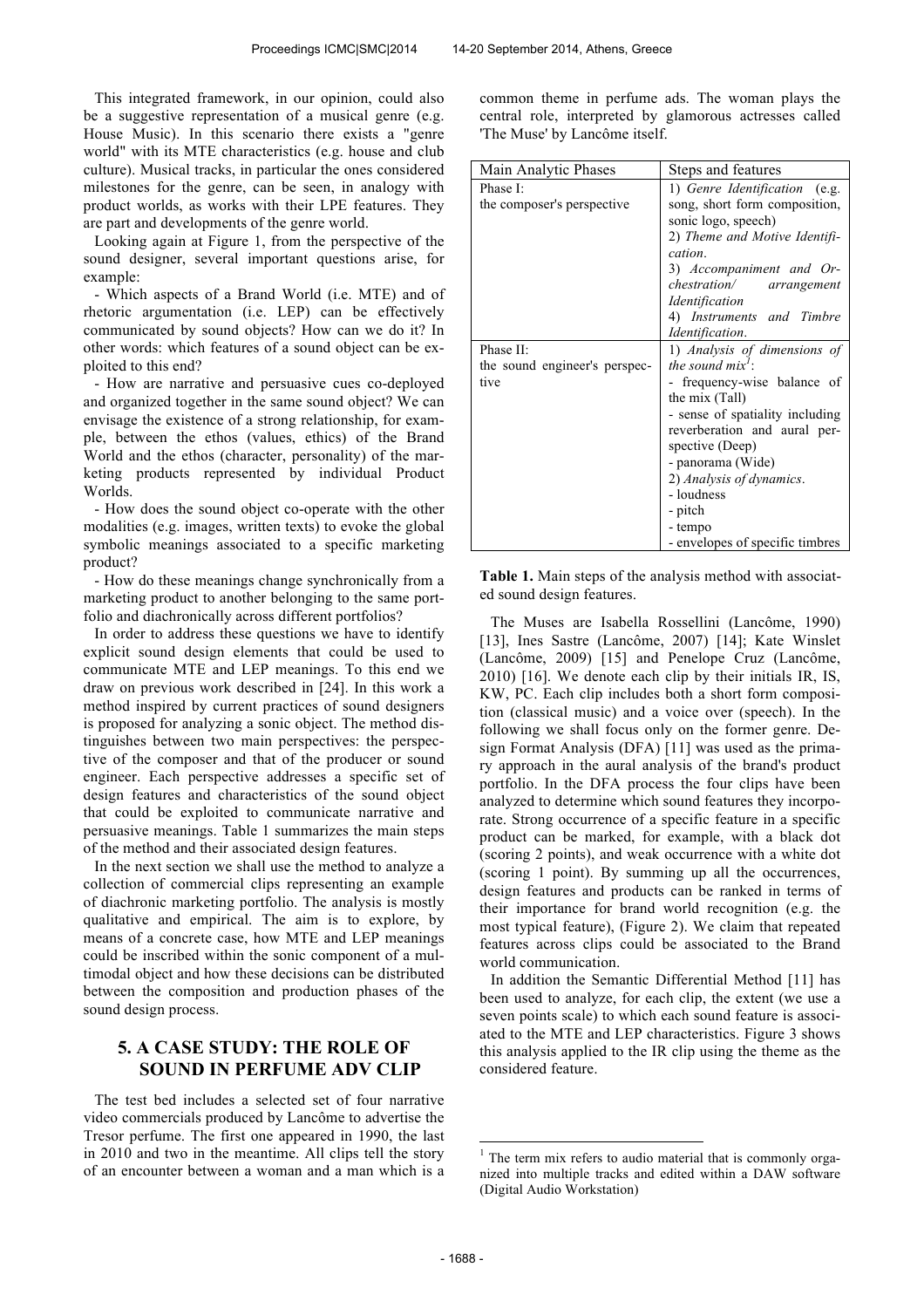This integrated framework, in our opinion, could also be a suggestive representation of a musical genre (e.g. House Music). In this scenario there exists a "genre world" with its MTE characteristics (e.g. house and club culture). Musical tracks, in particular the ones considered milestones for the genre, can be seen, in analogy with product worlds, as works with their LPE features. They are part and developments of the genre world.

Looking again at Figure 1, from the perspective of the sound designer, several important questions arise, for example:

- Which aspects of a Brand World (i.e. MTE) and of rhetoric argumentation (i.e. LEP) can be effectively communicated by sound objects? How can we do it? In other words: which features of a sound object can be exploited to this end?
- How are narrative and persuasive cues co-deployed and organized together in the same sound object? We can envisage the existence of a strong relationship, for example, between the ethos (values, ethics) of the Brand World and the ethos (character, personality) of the marketing products represented by individual Product Worlds.
- How does the sound object co-operate with the other modalities (e.g. images, written texts) to evoke the global symbolic meanings associated to a specific marketing product?
- How do these meanings change synchronically from a marketing product to another belonging to the same portfolio and diachronically across different portfolios?

In order to address these questions we have to identify explicit sound design elements that could be used to communicate MTE and LEP meanings. To this end we draw on previous work described in [24]. In this work a method inspired by current practices of sound designers is proposed for analyzing a sonic object. The method distinguishes between two main perspectives: the perspective of the composer and that of the producer or sound engineer. Each perspective addresses a specific set of design features and characteristics of the sound object that could be exploited to communicate narrative and persuasive meanings. Table 1 summarizes the main steps of the method and their associated design features.

In the next section we shall use the method to analyze a collection of commercial clips representing an example of diachronic marketing portfolio. The analysis is mostly qualitative and empirical. The aim is to explore, by means of a concrete case, how MTE and LEP meanings could be inscribed within the sonic component of a multimodal object and how these decisions can be distributed between the composition and production phases of the sound design process.

## 5. A CASE STUDY: THE ROLE OF SOUND IN PERFUME ADV CLIP

The test bed includes a selected set of four narrative video commercials produced by Lancôme to advertise the Tresor perfume. The first one appeared in 1990, the last in 2010 and two in the meantime. All clips tell the story of an encounter between a woman and a man which is a common theme in perfume ads. The woman plays the central role, interpreted by glamorous actresses called 'The Muse' by Lancôme itself.

| Main Analytic Phases | Steps and features |
|---|---|
| Phase I: the composer's perspective | 1) *Genre Identification* (e.g. song, short form composition, sonic logo, speech)<br>2) *Theme and Motive Identification.*<br>3) *Accompaniment and Orchestration/ arrangement Identification*<br>4) *Instruments and Timbre Identification.* |
| Phase II: the sound engineer's perspective | 1) *Analysis of dimensions of the sound mix*[1]:<br>- frequency-wise balance of the mix (Tall)<br>- sense of spatiality including reverberation and aural perspective (Deep)<br>- panorama (Wide)<br>2) *Analysis of dynamics.*<br>- loudness<br>- pitch<br>- tempo<br>- envelopes of specific timbres |

**Table 1.** Main steps of the analysis method with associated sound design features.

The Muses are Isabella Rossellini (Lancôme, 1990) [13], Ines Sastre (Lancôme, 2007) [14]; Kate Winslet (Lancôme, 2009) [15] and Penelope Cruz (Lancôme, 2010) [16]. We denote each clip by their initials IR, IS, KW, PC. Each clip includes both a short form composition (classical music) and a voice over (speech). In the following we shall focus only on the former genre. Design Format Analysis (DFA) [11] was used as the primary approach in the aural analysis of the brand's product portfolio. In the DFA process the four clips have been analyzed to determine which sound features they incorporate. Strong occurrence of a specific feature in a specific product can be marked, for example, with a black dot (scoring 2 points), and weak occurrence with a white dot (scoring 1 point). By summing up all the occurrences, design features and products can be ranked in terms of their importance for brand world recognition (e.g. the most typical feature), (Figure 2). We claim that repeated features across clips could be associated to the Brand world communication.

In addition the Semantic Differential Method [11] has been used to analyze, for each clip, the extent (we use a seven points scale) to which each sound feature is associated to the MTE and LEP characteristics. Figure 3 shows this analysis applied to the IR clip using the theme as the considered feature.

---

[1] The term mix refers to audio material that is commonly organized into multiple tracks and edited within a DAW software (Digital Audio Workstation)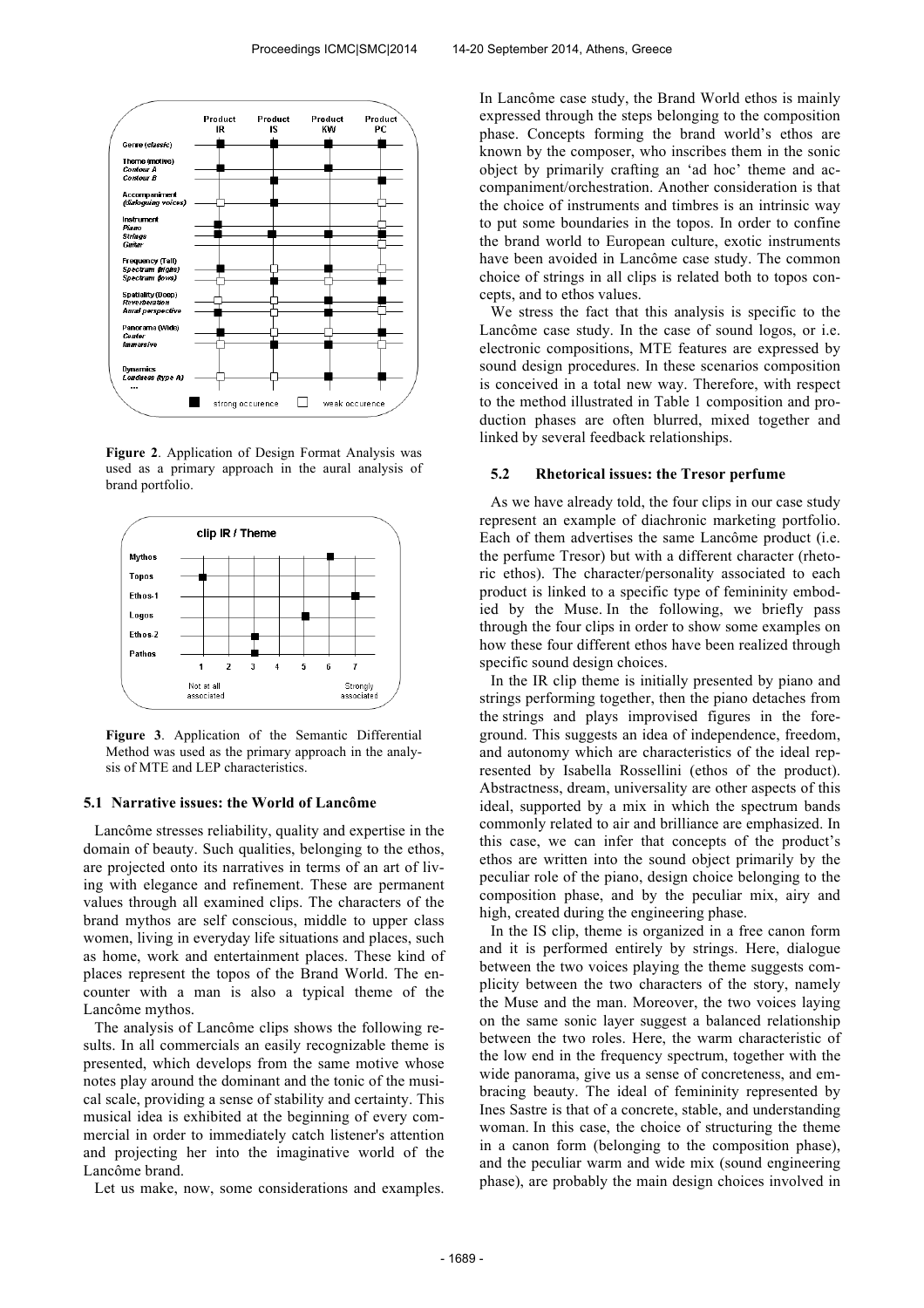**Figure 2**. Application of Design Format Analysis was used as a primary approach in the aural analysis of brand portfolio.

**Figure 3**. Application of the Semantic Differential Method was used as the primary approach in the analysis of MTE and LEP characteristics.

### 5.1 Narrative issues: the World of Lancôme

Lancôme stresses reliability, quality and expertise in the domain of beauty. Such qualities, belonging to the ethos, are projected onto its narratives in terms of an art of living with elegance and refinement. These are permanent values through all examined clips. The characters of the brand mythos are self conscious, middle to upper class women, living in everyday life situations and places, such as home, work and entertainment places. These kind of places represent the topos of the Brand World. The encounter with a man is also a typical theme of the Lancôme mythos.

The analysis of Lancôme clips shows the following results. In all commercials an easily recognizable theme is presented, which develops from the same motive whose notes play around the dominant and the tonic of the musical scale, providing a sense of stability and certainty. This musical idea is exhibited at the beginning of every commercial in order to immediately catch listener's attention and projecting her into the imaginative world of the Lancôme brand.

Let us make, now, some considerations and examples.

In Lancôme case study, the Brand World ethos is mainly expressed through the steps belonging to the composition phase. Concepts forming the brand world's ethos are known by the composer, who inscribes them in the sonic object by primarily crafting an 'ad hoc' theme and accompaniment/orchestration. Another consideration is that the choice of instruments and timbres is an intrinsic way to put some boundaries in the topos. In order to confine the brand world to European culture, exotic instruments have been avoided in Lancôme case study. The common choice of strings in all clips is related both to topos concepts, and to ethos values.

We stress the fact that this analysis is specific to the Lancôme case study. In the case of sound logos, or i.e. electronic compositions, MTE features are expressed by sound design procedures. In these scenarios composition is conceived in a total new way. Therefore, with respect to the method illustrated in Table 1 composition and production phases are often blurred, mixed together and linked by several feedback relationships.

### 5.2 Rhetorical issues: the Tresor perfume

As we have already told, the four clips in our case study represent an example of diachronic marketing portfolio. Each of them advertises the same Lancôme product (i.e. the perfume Tresor) but with a different character (rhetoric ethos). The character/personality associated to each product is linked to a specific type of femininity embodied by the Muse. In the following, we briefly pass through the four clips in order to show some examples on how these four different ethos have been realized through specific sound design choices.

In the IR clip theme is initially presented by piano and strings performing together, then the piano detaches from the strings and plays improvised figures in the foreground. This suggests an idea of independence, freedom, and autonomy which are characteristics of the ideal represented by Isabella Rossellini (ethos of the product). Abstractness, dream, universality are other aspects of this ideal, supported by a mix in which the spectrum bands commonly related to air and brilliance are emphasized. In this case, we can infer that concepts of the product's ethos are written into the sound object primarily by the peculiar role of the piano, design choice belonging to the composition phase, and by the peculiar mix, airy and high, created during the engineering phase.

In the IS clip, theme is organized in a free canon form and it is performed entirely by strings. Here, dialogue between the two voices playing the theme suggests complicity between the two characters of the story, namely the Muse and the man. Moreover, the two voices laying on the same sonic layer suggest a balanced relationship between the two roles. Here, the warm characteristic of the low end in the frequency spectrum, together with the wide panorama, give us a sense of concreteness, and embracing beauty. The ideal of femininity represented by Ines Sastre is that of a concrete, stable, and understanding woman. In this case, the choice of structuring the theme in a canon form (belonging to the composition phase), and the peculiar warm and wide mix (sound engineering phase), are probably the main design choices involved in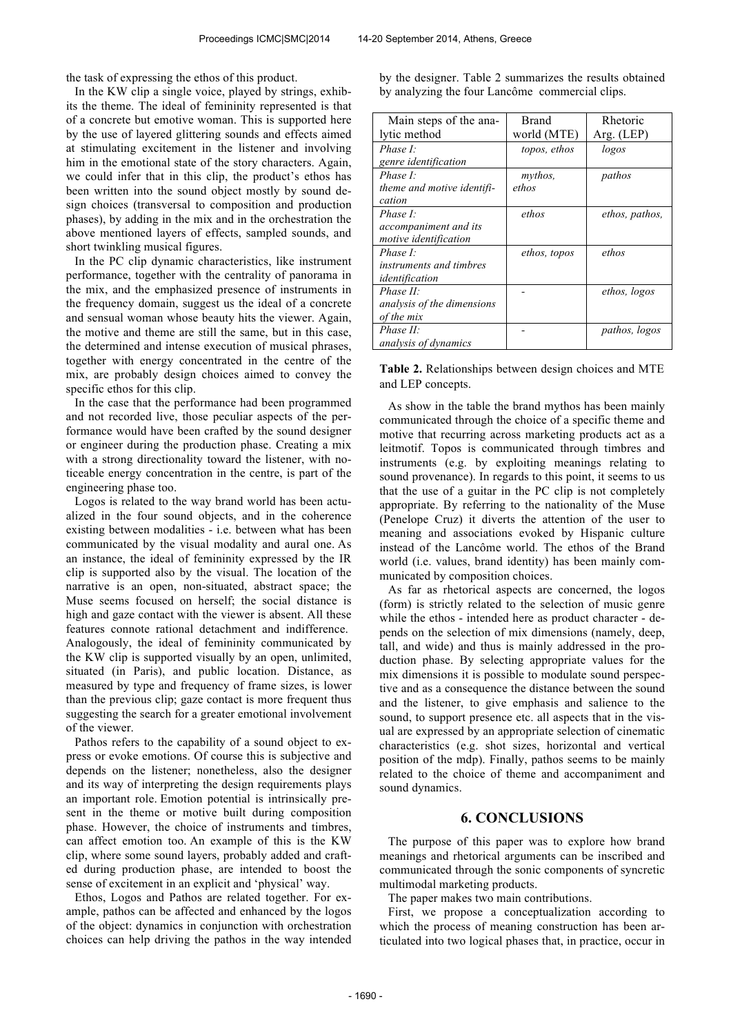the task of expressing the ethos of this product.

In the KW clip a single voice, played by strings, exhibits the theme. The ideal of femininity represented is that of a concrete but emotive woman. This is supported here by the use of layered glittering sounds and effects aimed at stimulating excitement in the listener and involving him in the emotional state of the story characters. Again, we could infer that in this clip, the product's ethos has been written into the sound object mostly by sound design choices (transversal to composition and production phases), by adding in the mix and in the orchestration the above mentioned layers of effects, sampled sounds, and short twinkling musical figures.

In the PC clip dynamic characteristics, like instrument performance, together with the centrality of panorama in the mix, and the emphasized presence of instruments in the frequency domain, suggest us the ideal of a concrete and sensual woman whose beauty hits the viewer. Again, the motive and theme are still the same, but in this case, the determined and intense execution of musical phrases, together with energy concentrated in the centre of the mix, are probably design choices aimed to convey the specific ethos for this clip.

In the case that the performance had been programmed and not recorded live, those peculiar aspects of the performance would have been crafted by the sound designer or engineer during the production phase. Creating a mix with a strong directionality toward the listener, with noticeable energy concentration in the centre, is part of the engineering phase too.

Logos is related to the way brand world has been actualized in the four sound objects, and in the coherence existing between modalities - i.e. between what has been communicated by the visual modality and aural one. As an instance, the ideal of femininity expressed by the IR clip is supported also by the visual. The location of the narrative is an open, non-situated, abstract space; the Muse seems focused on herself; the social distance is high and gaze contact with the viewer is absent. All these features connote rational detachment and indifference. Analogously, the ideal of femininity communicated by the KW clip is supported visually by an open, unlimited, situated (in Paris), and public location. Distance, as measured by type and frequency of frame sizes, is lower than the previous clip; gaze contact is more frequent thus suggesting the search for a greater emotional involvement of the viewer.

Pathos refers to the capability of a sound object to express or evoke emotions. Of course this is subjective and depends on the listener; nonetheless, also the designer and its way of interpreting the design requirements plays an important role. Emotion potential is intrinsically present in the theme or motive built during composition phase. However, the choice of instruments and timbres, can affect emotion too. An example of this is the KW clip, where some sound layers, probably added and crafted during production phase, are intended to boost the sense of excitement in an explicit and 'physical' way.

Ethos, Logos and Pathos are related together. For example, pathos can be affected and enhanced by the logos of the object: dynamics in conjunction with orchestration choices can help driving the pathos in the way intended by the designer. Table 2 summarizes the results obtained by analyzing the four Lancôme commercial clips.

| Main steps of the analytic method | Brand world (MTE) | Rhetoric Arg. (LEP) |
|---|---|---|
| *Phase I: genre identification* | *topos, ethos* | *logos* |
| *Phase I: theme and motive identification* | *mythos, ethos* | *pathos* |
| *Phase I: accompaniment and its motive identification* | *ethos* | *ethos, pathos,* |
| *Phase I: instruments and timbres identification* | *ethos, topos* | *ethos* |
| *Phase II: analysis of the dimensions of the mix* | - | *ethos, logos* |
| *Phase II: analysis of dynamics* | - | *pathos, logos* |

**Table 2.** Relationships between design choices and MTE and LEP concepts.

As show in the table the brand mythos has been mainly communicated through the choice of a specific theme and motive that recurring across marketing products act as a leitmotif. Topos is communicated through timbres and instruments (e.g. by exploiting meanings relating to sound provenance). In regards to this point, it seems to us that the use of a guitar in the PC clip is not completely appropriate. By referring to the nationality of the Muse (Penelope Cruz) it diverts the attention of the user to meaning and associations evoked by Hispanic culture instead of the Lancôme world. The ethos of the Brand world (i.e. values, brand identity) has been mainly communicated by composition choices.

As far as rhetorical aspects are concerned, the logos (form) is strictly related to the selection of music genre while the ethos - intended here as product character - depends on the selection of mix dimensions (namely, deep, tall, and wide) and thus is mainly addressed in the production phase. By selecting appropriate values for the mix dimensions it is possible to modulate sound perspective and as a consequence the distance between the sound and the listener, to give emphasis and salience to the sound, to support presence etc. all aspects that in the visual are expressed by an appropriate selection of cinematic characteristics (e.g. shot sizes, horizontal and vertical position of the mdp). Finally, pathos seems to be mainly related to the choice of theme and accompaniment and sound dynamics.

## 6. CONCLUSIONS

The purpose of this paper was to explore how brand meanings and rhetorical arguments can be inscribed and communicated through the sonic components of syncretic multimodal marketing products.

The paper makes two main contributions.

First, we propose a conceptualization according to which the process of meaning construction has been articulated into two logical phases that, in practice, occur in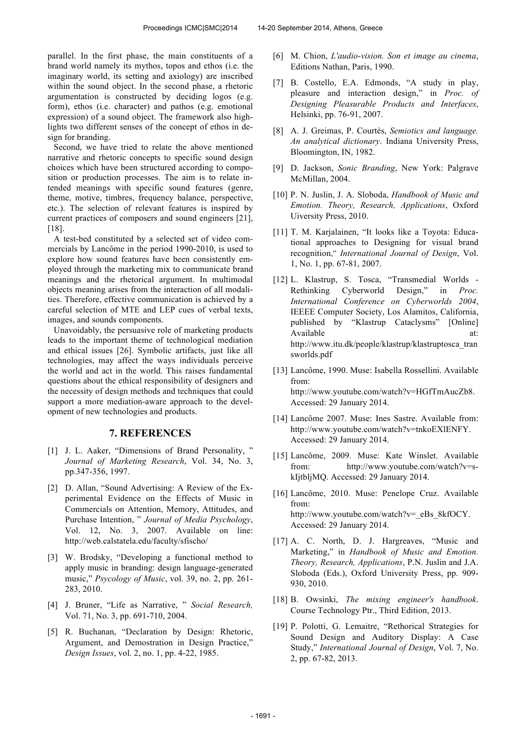parallel. In the first phase, the main constituents of a brand world namely its mythos, topos and ethos (i.e. the imaginary world, its setting and axiology) are inscribed within the sound object. In the second phase, a rhetoric argumentation is constructed by deciding logos (e.g. form), ethos (i.e. character) and pathos (e.g. emotional expression) of a sound object. The framework also highlights two different senses of the concept of ethos in design for branding.

Second, we have tried to relate the above mentioned narrative and rhetoric concepts to specific sound design choices which have been structured according to composition or production processes. The aim is to relate intended meanings with specific sound features (genre, theme, motive, timbres, frequency balance, perspective, etc.). The selection of relevant features is inspired by current practices of composers and sound engineers [21], [18].

A test-bed constituted by a selected set of video commercials by Lancôme in the period 1990-2010, is used to explore how sound features have been consistently employed through the marketing mix to communicate brand meanings and the rhetorical argument. In multimodal objects meaning arises from the interaction of all modalities. Therefore, effective communication is achieved by a careful selection of MTE and LEP cues of verbal texts, images, and sounds components.

Unavoidably, the persuasive role of marketing products leads to the important theme of technological mediation and ethical issues [26]. Symbolic artifacts, just like all technologies, may affect the ways individuals perceive the world and act in the world. This raises fundamental questions about the ethical responsibility of designers and the necessity of design methods and techniques that could support a more mediation-aware approach to the development of new technologies and products.

## 7. REFERENCES

[1] J. L. Aaker, "Dimensions of Brand Personality, " *Journal of Marketing Research*, Vol. 34, No. 3, pp.347-356, 1997.

[2] D. Allan, "Sound Advertising: A Review of the Experimental Evidence on the Effects of Music in Commercials on Attention, Memory, Attitudes, and Purchase Intention, " *Journal of Media Psychology*, Vol. 12, No. 3, 2007. Available on line: http://web.calstatela.edu/faculty/sfischo/

[3] W. Brodsky, "Developing a functional method to apply music in branding: design language-generated music," *Psycology of Music*, vol. 39, no. 2, pp. 261-283, 2010.

[4] J. Bruner, "Life as Narrative, " *Social Research,* Vol. 71, No. 3, pp. 691-710, 2004.

[5] R. Buchanan, "Declaration by Design: Rhetoric, Argument, and Demostration in Design Practice," *Design Issues*, vol. 2, no. 1, pp. 4-22, 1985.

[6] M. Chion, *L'audio-vision. Son et image au cinema*, Editions Nathan, Paris, 1990.

[7] B. Costello, E.A. Edmonds, "A study in play, pleasure and interaction design," in *Proc. of Designing Pleasurable Products and Interfaces*, Helsinki, pp. 76-91, 2007.

[8] A. J. Greimas, P. Courtès, *Semiotics and language. An analytical dictionary*. Indiana University Press, Bloomington, IN, 1982.

[9] D. Jackson, *Sonic Branding*, New York: Palgrave McMillan, 2004.

[10] P. N. Juslin, J. A. Sloboda, *Handbook of Music and Emotion. Theory, Research, Applications*, Oxford Uiversity Press, 2010.

[11] T. M. Karjalainen, "It looks like a Toyota: Educational approaches to Designing for visual brand recognition," *International Journal of Design*, Vol. 1, No. 1, pp. 67-81, 2007.

[12] L. Klastrup, S. Tosca, "Transmedial Worlds - Rethinking Cyberworld Design," in *Proc. International Conference on Cyberworlds 2004*, IEEEE Computer Society, Los Alamitos, California, published by "Klastrup Cataclysms" [Online] Available at: http://www.itu.dk/people/klastrup/klastruptosca_transworlds.pdf

[13] Lancôme, 1990. Muse: Isabella Rossellini. Available from: http://www.youtube.com/watch?v=HGfTmAucZb8. Accessed: 29 January 2014.

[14] Lancôme 2007. Muse: Ines Sastre. Available from: http://www.youtube.com/watch?v=tnkoEXlENFY. Accessed: 29 January 2014.

[15] Lancôme, 2009. Muse: Kate Winslet. Available from: http://www.youtube.com/watch?v=s-kIjtbljMQ. Accessed: 29 January 2014.

[16] Lancôme, 2010. Muse: Penelope Cruz. Available from: http://www.youtube.com/watch?v=_eBs_8kfOCY. Accessed: 29 January 2014.

[17] A. C. North, D. J. Hargreaves, "Music and Marketing," in *Handbook of Music and Emotion. Theory, Research, Applications*, P.N. Juslin and J.A. Sloboda (Eds.), Oxford University Press, pp. 909-930, 2010.

[18] B. Owsinki, *The mixing engineer's handbook*. Course Technology Ptr., Third Edition, 2013.

[19] P. Polotti, G. Lemaitre, "Rethorical Strategies for Sound Design and Auditory Display: A Case Study," *International Journal of Design*, Vol. 7, No. 2, pp. 67-82, 2013.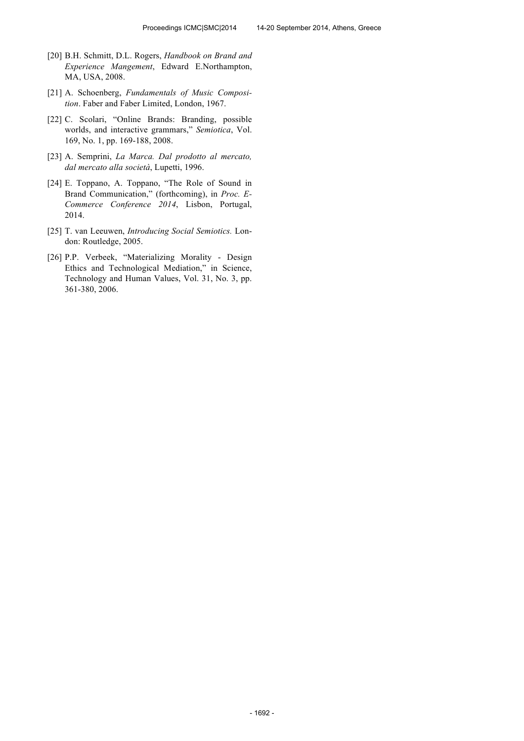[20] B.H. Schmitt, D.L. Rogers, *Handbook on Brand and Experience Mangement*, Edward E.Northampton, MA, USA, 2008.

[21] A. Schoenberg, *Fundamentals of Music Composition*. Faber and Faber Limited, London, 1967.

[22] C. Scolari, "Online Brands: Branding, possible worlds, and interactive grammars," *Semiotica*, Vol. 169, No. 1, pp. 169-188, 2008.

[23] A. Semprini, *La Marca. Dal prodotto al mercato, dal mercato alla società*, Lupetti, 1996.

[24] E. Toppano, A. Toppano, "The Role of Sound in Brand Communication," (forthcoming), in *Proc. E-Commerce Conference 2014*, Lisbon, Portugal, 2014.

[25] T. van Leeuwen, *Introducing Social Semiotics.* London: Routledge, 2005.

[26] P.P. Verbeek, "Materializing Morality - Design Ethics and Technological Mediation," in Science, Technology and Human Values, Vol. 31, No. 3, pp. 361-380, 2006.